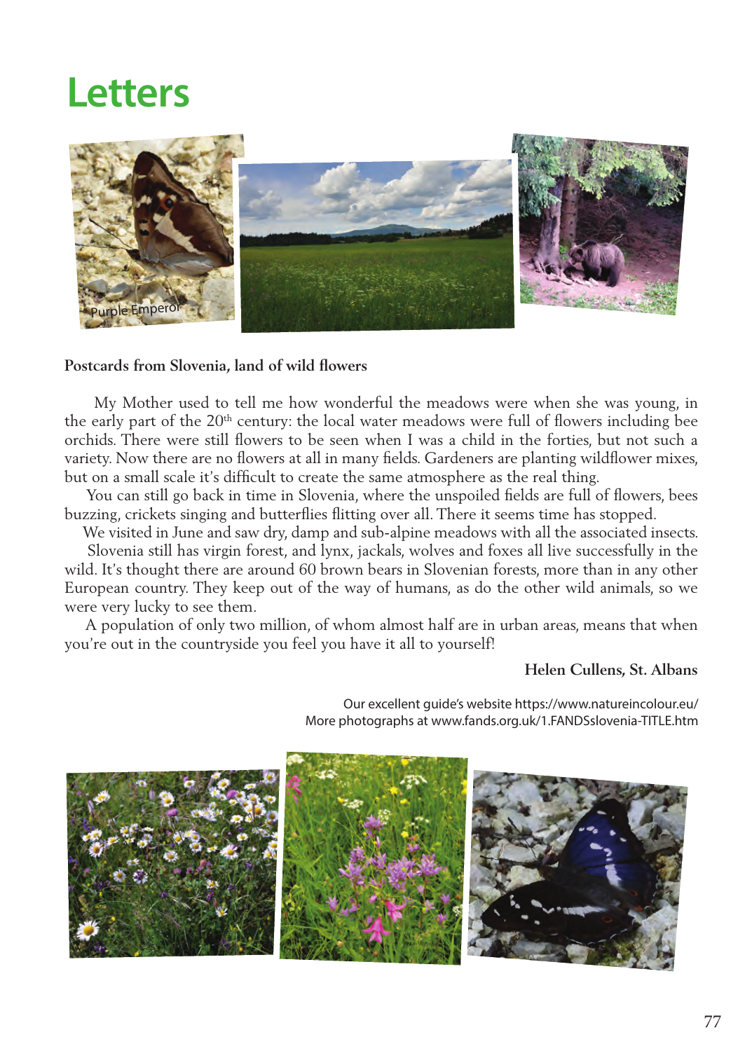# Letters

Purple Emperor

**Postcards from Slovenia, land of wild flowers**

My Mother used to tell me how wonderful the meadows were when she was young, in the early part of the 20th century: the local water meadows were full of flowers including bee orchids. There were still flowers to be seen when I was a child in the forties, but not such a variety. Now there are no flowers at all in many fields. Gardeners are planting wildflower mixes, but on a small scale it's difficult to create the same atmosphere as the real thing.

You can still go back in time in Slovenia, where the unspoiled fields are full of flowers, bees buzzing, crickets singing and butterflies flitting over all. There it seems time has stopped.

We visited in June and saw dry, damp and sub-alpine meadows with all the associated insects.

Slovenia still has virgin forest, and lynx, jackals, wolves and foxes all live successfully in the wild. It's thought there are around 60 brown bears in Slovenian forests, more than in any other European country. They keep out of the way of humans, as do the other wild animals, so we were very lucky to see them.

A population of only two million, of whom almost half are in urban areas, means that when you're out in the countryside you feel you have it all to yourself!

**Helen Cullens, St. Albans**

Our excellent guide's website https://www.natureincolour.eu/
More photographs at www.fands.org.uk/1.FANDSslovenia-TITLE.htm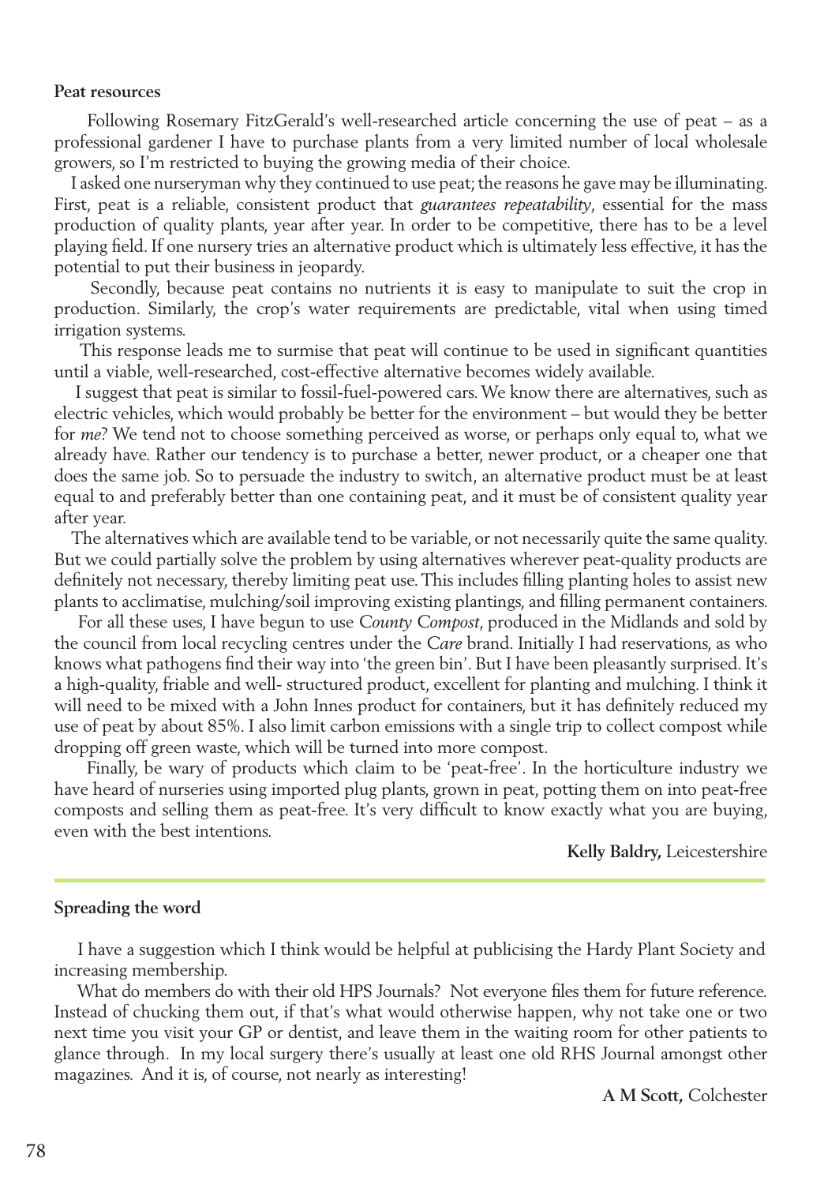**Peat resources**

Following Rosemary FitzGerald's well-researched article concerning the use of peat – as a professional gardener I have to purchase plants from a very limited number of local wholesale growers, so I'm restricted to buying the growing media of their choice.

I asked one nurseryman why they continued to use peat; the reasons he gave may be illuminating. First, peat is a reliable, consistent product that *guarantees repeatability*, essential for the mass production of quality plants, year after year. In order to be competitive, there has to be a level playing field. If one nursery tries an alternative product which is ultimately less effective, it has the potential to put their business in jeopardy.

Secondly, because peat contains no nutrients it is easy to manipulate to suit the crop in production. Similarly, the crop's water requirements are predictable, vital when using timed irrigation systems.

This response leads me to surmise that peat will continue to be used in significant quantities until a viable, well-researched, cost-effective alternative becomes widely available.

I suggest that peat is similar to fossil-fuel-powered cars. We know there are alternatives, such as electric vehicles, which would probably be better for the environment – but would they be better for *me*? We tend not to choose something perceived as worse, or perhaps only equal to, what we already have. Rather our tendency is to purchase a better, newer product, or a cheaper one that does the same job. So to persuade the industry to switch, an alternative product must be at least equal to and preferably better than one containing peat, and it must be of consistent quality year after year.

The alternatives which are available tend to be variable, or not necessarily quite the same quality. But we could partially solve the problem by using alternatives wherever peat-quality products are definitely not necessary, thereby limiting peat use. This includes filling planting holes to assist new plants to acclimatise, mulching/soil improving existing plantings, and filling permanent containers.

For all these uses, I have begun to use *County Compost*, produced in the Midlands and sold by the council from local recycling centres under the *Care* brand. Initially I had reservations, as who knows what pathogens find their way into 'the green bin'. But I have been pleasantly surprised. It's a high-quality, friable and well- structured product, excellent for planting and mulching. I think it will need to be mixed with a John Innes product for containers, but it has definitely reduced my use of peat by about 85%. I also limit carbon emissions with a single trip to collect compost while dropping off green waste, which will be turned into more compost.

Finally, be wary of products which claim to be 'peat-free'. In the horticulture industry we have heard of nurseries using imported plug plants, grown in peat, potting them on into peat-free composts and selling them as peat-free. It's very difficult to know exactly what you are buying, even with the best intentions.

**Kelly Baldry,** Leicestershire

---

**Spreading the word**

I have a suggestion which I think would be helpful at publicising the Hardy Plant Society and increasing membership.

What do members do with their old HPS Journals? Not everyone files them for future reference. Instead of chucking them out, if that's what would otherwise happen, why not take one or two next time you visit your GP or dentist, and leave them in the waiting room for other patients to glance through. In my local surgery there's usually at least one old RHS Journal amongst other magazines. And it is, of course, not nearly as interesting!

**A M Scott,** Colchester